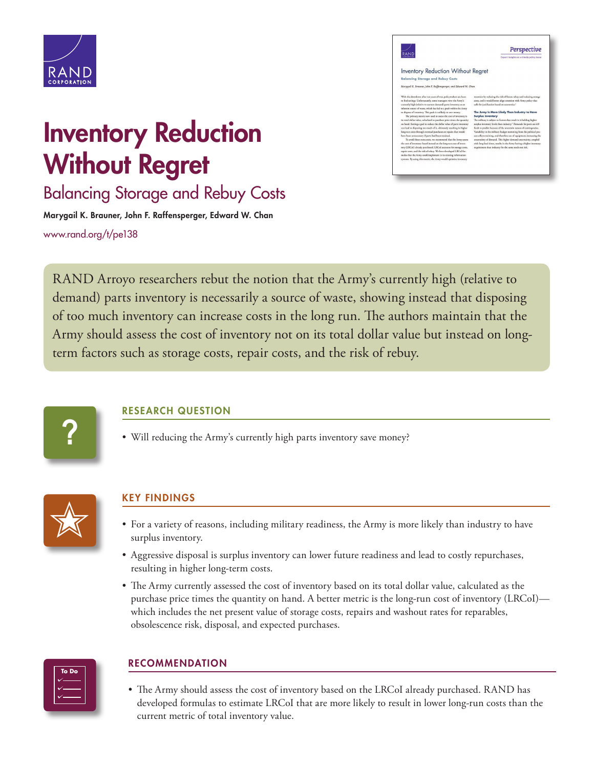# Inventory Reduction Without Regret

## Balancing Storage and Rebuy Costs

**Marygail K. Brauner, John F. Raffensperger, Edward W. Chan**

www.rand.org/t/pe138

RAND Arroyo researchers rebut the notion that the Army's currently high (relative to demand) parts inventory is necessarily a source of waste, showing instead that disposing of too much inventory can increase costs in the long run. The authors maintain that the Army should assess the cost of inventory not on its total dollar value but instead on long-term factors such as storage costs, repair costs, and the risk of rebuy.

### RESEARCH QUESTION

- Will reducing the Army's currently high parts inventory save money?

### KEY FINDINGS

- For a variety of reasons, including military readiness, the Army is more likely than industry to have surplus inventory.
- Aggressive disposal is surplus inventory can lower future readiness and lead to costly repurchases, resulting in higher long-term costs.
- The Army currently assessed the cost of inventory based on its total dollar value, calculated as the purchase price times the quantity on hand. A better metric is the long-run cost of inventory (LRCoI)—which includes the net present value of storage costs, repairs and washout rates for reparables, obsolescence risk, disposal, and expected purchases.

### RECOMMENDATION

- The Army should assess the cost of inventory based on the LRCoI already purchased. RAND has developed formulas to estimate LRCoI that are more likely to result in lower long-run costs than the current metric of total inventory value.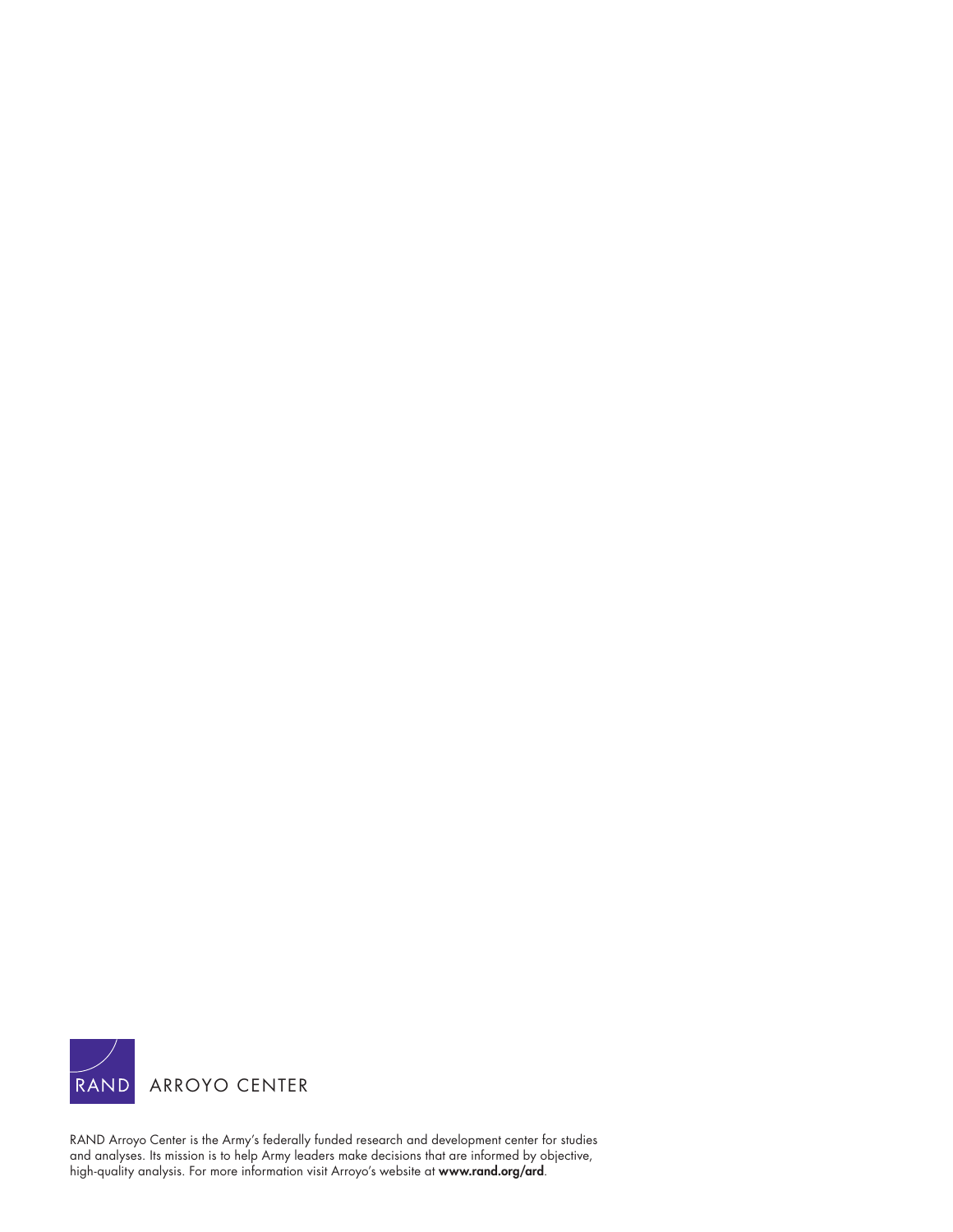RAND ARROYO CENTER

RAND Arroyo Center is the Army's federally funded research and development center for studies and analyses. Its mission is to help Army leaders make decisions that are informed by objective, high-quality analysis. For more information visit Arroyo's website at **www.rand.org/ard**.